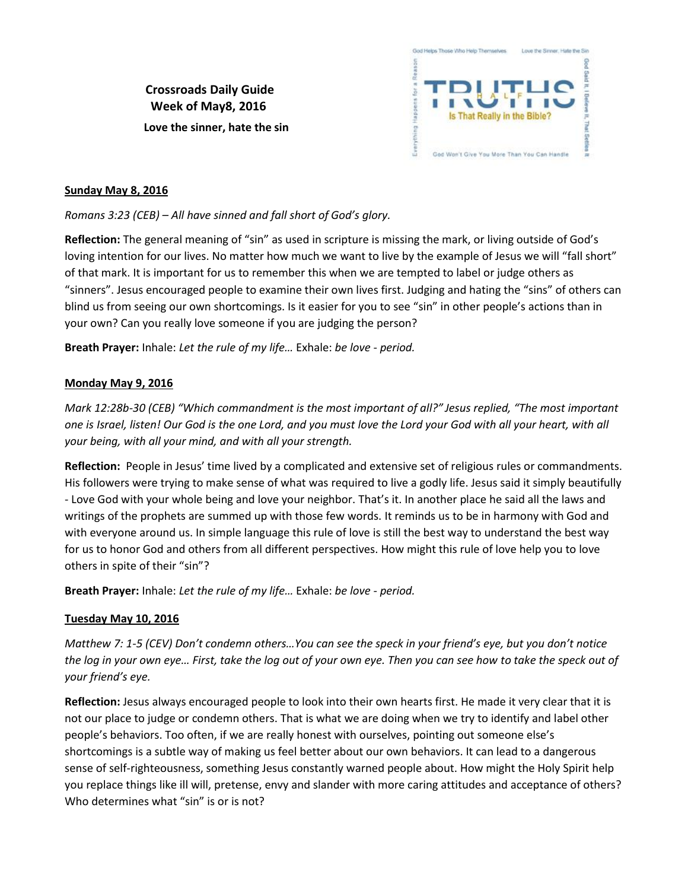**Crossroads Daily Guide**
**Week of May8, 2016**
**Love the sinner, hate the sin**

God Helps Those Who Help Themselves

Love the Sinner, Hate the Sin

Everything Happens for a Reason

God Said It, I Believe It, That Settles It

HALF TRUTHS

Is That Really in the Bible?

God Won't Give You More Than You Can Handle

**Sunday May 8, 2016**

*Romans 3:23 (CEB) – All have sinned and fall short of God's glory.*

**Reflection:** The general meaning of "sin" as used in scripture is missing the mark, or living outside of God's loving intention for our lives. No matter how much we want to live by the example of Jesus we will "fall short" of that mark. It is important for us to remember this when we are tempted to label or judge others as "sinners". Jesus encouraged people to examine their own lives first. Judging and hating the "sins" of others can blind us from seeing our own shortcomings. Is it easier for you to see "sin" in other people's actions than in your own? Can you really love someone if you are judging the person?

**Breath Prayer:** Inhale: *Let the rule of my life…* Exhale: *be love - period.*

**Monday May 9, 2016**

*Mark 12:28b-30 (CEB) "Which commandment is the most important of all?" Jesus replied, "The most important one is Israel, listen! Our God is the one Lord, and you must love the Lord your God with all your heart, with all your being, with all your mind, and with all your strength.*

**Reflection:** People in Jesus' time lived by a complicated and extensive set of religious rules or commandments. His followers were trying to make sense of what was required to live a godly life. Jesus said it simply beautifully - Love God with your whole being and love your neighbor. That's it. In another place he said all the laws and writings of the prophets are summed up with those few words. It reminds us to be in harmony with God and with everyone around us. In simple language this rule of love is still the best way to understand the best way for us to honor God and others from all different perspectives. How might this rule of love help you to love others in spite of their "sin"?

**Breath Prayer:** Inhale: *Let the rule of my life…* Exhale: *be love - period.*

**Tuesday May 10, 2016**

*Matthew 7: 1-5 (CEV) Don't condemn others…You can see the speck in your friend's eye, but you don't notice the log in your own eye… First, take the log out of your own eye. Then you can see how to take the speck out of your friend's eye.*

**Reflection:** Jesus always encouraged people to look into their own hearts first. He made it very clear that it is not our place to judge or condemn others. That is what we are doing when we try to identify and label other people's behaviors. Too often, if we are really honest with ourselves, pointing out someone else's shortcomings is a subtle way of making us feel better about our own behaviors. It can lead to a dangerous sense of self-righteousness, something Jesus constantly warned people about. How might the Holy Spirit help you replace things like ill will, pretense, envy and slander with more caring attitudes and acceptance of others? Who determines what "sin" is or is not?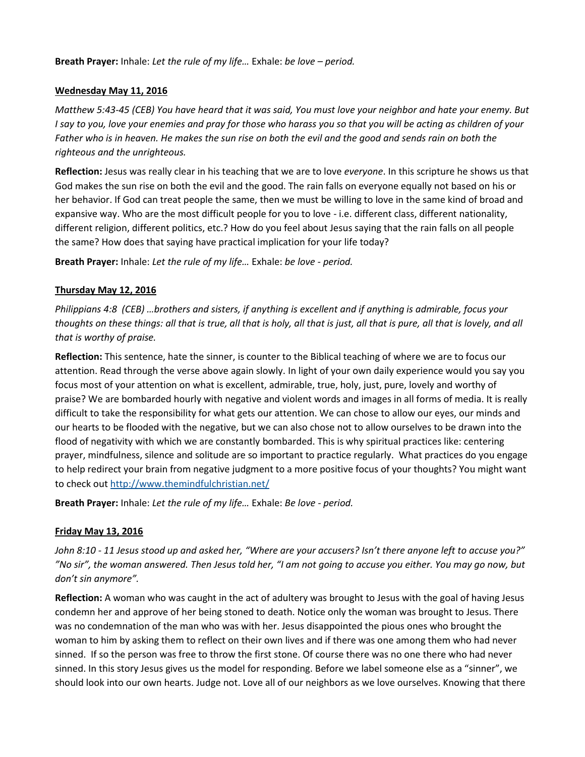**Breath Prayer:** Inhale: *Let the rule of my life…* Exhale: *be love – period.*

**<u>Wednesday May 11, 2016</u>**

*Matthew 5:43-45 (CEB) You have heard that it was said, You must love your neighbor and hate your enemy. But I say to you, love your enemies and pray for those who harass you so that you will be acting as children of your Father who is in heaven. He makes the sun rise on both the evil and the good and sends rain on both the righteous and the unrighteous.*

**Reflection:** Jesus was really clear in his teaching that we are to love *everyone*. In this scripture he shows us that God makes the sun rise on both the evil and the good. The rain falls on everyone equally not based on his or her behavior. If God can treat people the same, then we must be willing to love in the same kind of broad and expansive way. Who are the most difficult people for you to love - i.e. different class, different nationality, different religion, different politics, etc.? How do you feel about Jesus saying that the rain falls on all people the same? How does that saying have practical implication for your life today?

**Breath Prayer:** Inhale: *Let the rule of my life…* Exhale: *be love - period.*

**<u>Thursday May 12, 2016</u>**

*Philippians 4:8 (CEB) …brothers and sisters, if anything is excellent and if anything is admirable, focus your thoughts on these things: all that is true, all that is holy, all that is just, all that is pure, all that is lovely, and all that is worthy of praise.*

**Reflection:** This sentence, hate the sinner, is counter to the Biblical teaching of where we are to focus our attention. Read through the verse above again slowly. In light of your own daily experience would you say you focus most of your attention on what is excellent, admirable, true, holy, just, pure, lovely and worthy of praise? We are bombarded hourly with negative and violent words and images in all forms of media. It is really difficult to take the responsibility for what gets our attention. We can chose to allow our eyes, our minds and our hearts to be flooded with the negative, but we can also chose not to allow ourselves to be drawn into the flood of negativity with which we are constantly bombarded. This is why spiritual practices like: centering prayer, mindfulness, silence and solitude are so important to practice regularly. What practices do you engage to help redirect your brain from negative judgment to a more positive focus of your thoughts? You might want to check out [http://www.themindfulchristian.net/](http://www.themindfulchristian.net/)

**Breath Prayer:** Inhale: *Let the rule of my life…* Exhale: *Be love - period.*

**<u>Friday May 13, 2016</u>**

*John 8:10 - 11 Jesus stood up and asked her, "Where are your accusers? Isn't there anyone left to accuse you?" "No sir", the woman answered. Then Jesus told her, "I am not going to accuse you either. You may go now, but don't sin anymore".*

**Reflection:** A woman who was caught in the act of adultery was brought to Jesus with the goal of having Jesus condemn her and approve of her being stoned to death. Notice only the woman was brought to Jesus. There was no condemnation of the man who was with her. Jesus disappointed the pious ones who brought the woman to him by asking them to reflect on their own lives and if there was one among them who had never sinned. If so the person was free to throw the first stone. Of course there was no one there who had never sinned. In this story Jesus gives us the model for responding. Before we label someone else as a "sinner", we should look into our own hearts. Judge not. Love all of our neighbors as we love ourselves. Knowing that there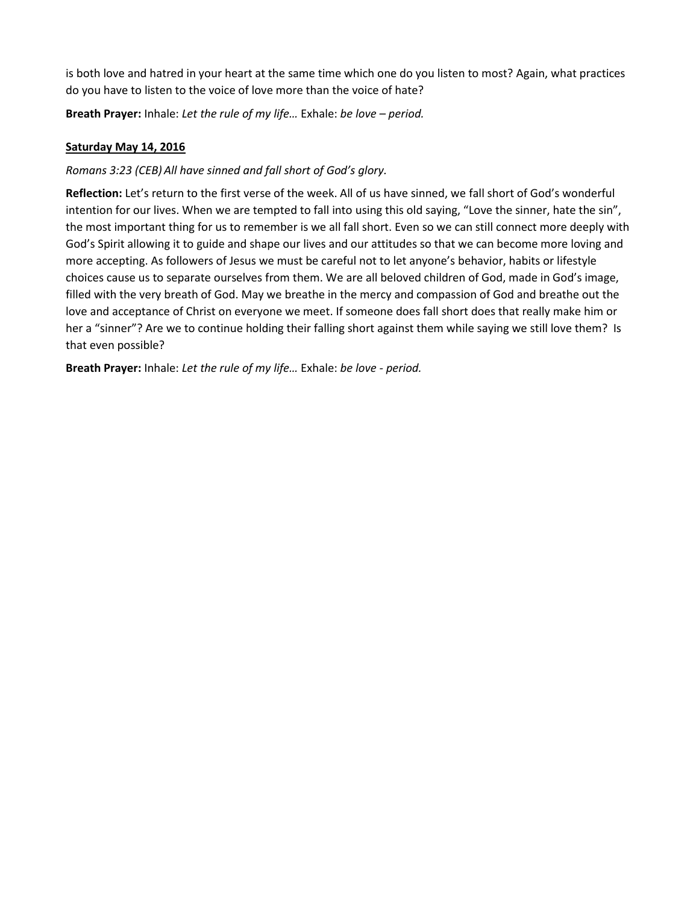is both love and hatred in your heart at the same time which one do you listen to most? Again, what practices do you have to listen to the voice of love more than the voice of hate?

**Breath Prayer:** Inhale: *Let the rule of my life…* Exhale: *be love – period.*

**<u>Saturday May 14, 2016</u>**

*Romans 3:23 (CEB) All have sinned and fall short of God's glory.*

**Reflection:** Let's return to the first verse of the week. All of us have sinned, we fall short of God's wonderful intention for our lives. When we are tempted to fall into using this old saying, "Love the sinner, hate the sin", the most important thing for us to remember is we all fall short. Even so we can still connect more deeply with God's Spirit allowing it to guide and shape our lives and our attitudes so that we can become more loving and more accepting. As followers of Jesus we must be careful not to let anyone's behavior, habits or lifestyle choices cause us to separate ourselves from them. We are all beloved children of God, made in God's image, filled with the very breath of God. May we breathe in the mercy and compassion of God and breathe out the love and acceptance of Christ on everyone we meet. If someone does fall short does that really make him or her a "sinner"? Are we to continue holding their falling short against them while saying we still love them? Is that even possible?

**Breath Prayer:** Inhale: *Let the rule of my life…* Exhale: *be love - period.*